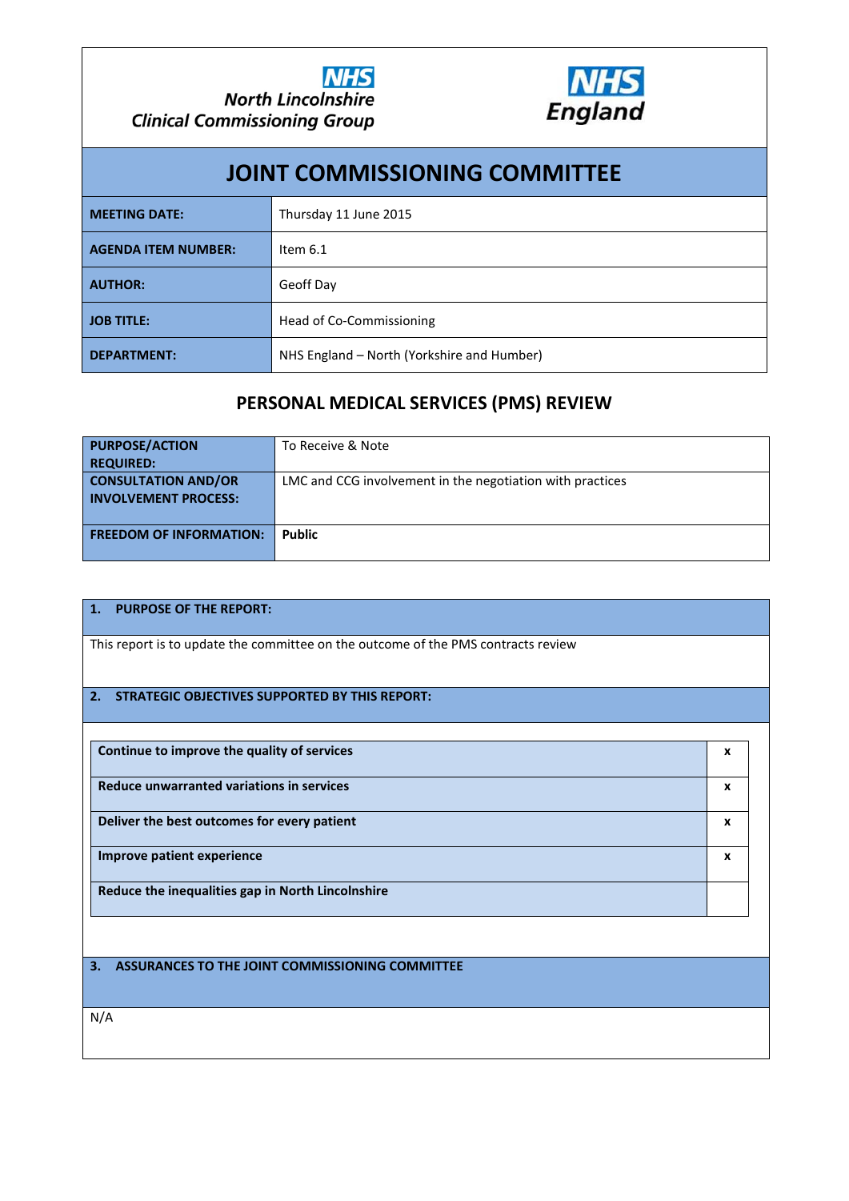NHS North Lincolnshire Clinical Commissioning Group

NHS England

# JOINT COMMISSIONING COMMITTEE

| | |
|---|---|
| **MEETING DATE:** | Thursday 11 June 2015 |
| **AGENDA ITEM NUMBER:** | Item 6.1 |
| **AUTHOR:** | Geoff Day |
| **JOB TITLE:** | Head of Co-Commissioning |
| **DEPARTMENT:** | NHS England – North (Yorkshire and Humber) |

## PERSONAL MEDICAL SERVICES (PMS) REVIEW

| | |
|---|---|
| **PURPOSE/ACTION REQUIRED:** | To Receive & Note |
| **CONSULTATION AND/OR INVOLVEMENT PROCESS:** | LMC and CCG involvement in the negotiation with practices |
| **FREEDOM OF INFORMATION:** | **Public** |

### 1. PURPOSE OF THE REPORT:

This report is to update the committee on the outcome of the PMS contracts review

### 2. STRATEGIC OBJECTIVES SUPPORTED BY THIS REPORT:

| | |
|---|---|
| **Continue to improve the quality of services** | **x** |
| **Reduce unwarranted variations in services** | **x** |
| **Deliver the best outcomes for every patient** | **x** |
| **Improve patient experience** | **x** |
| **Reduce the inequalities gap in North Lincolnshire** | |

### 3. ASSURANCES TO THE JOINT COMMISSIONING COMMITTEE

N/A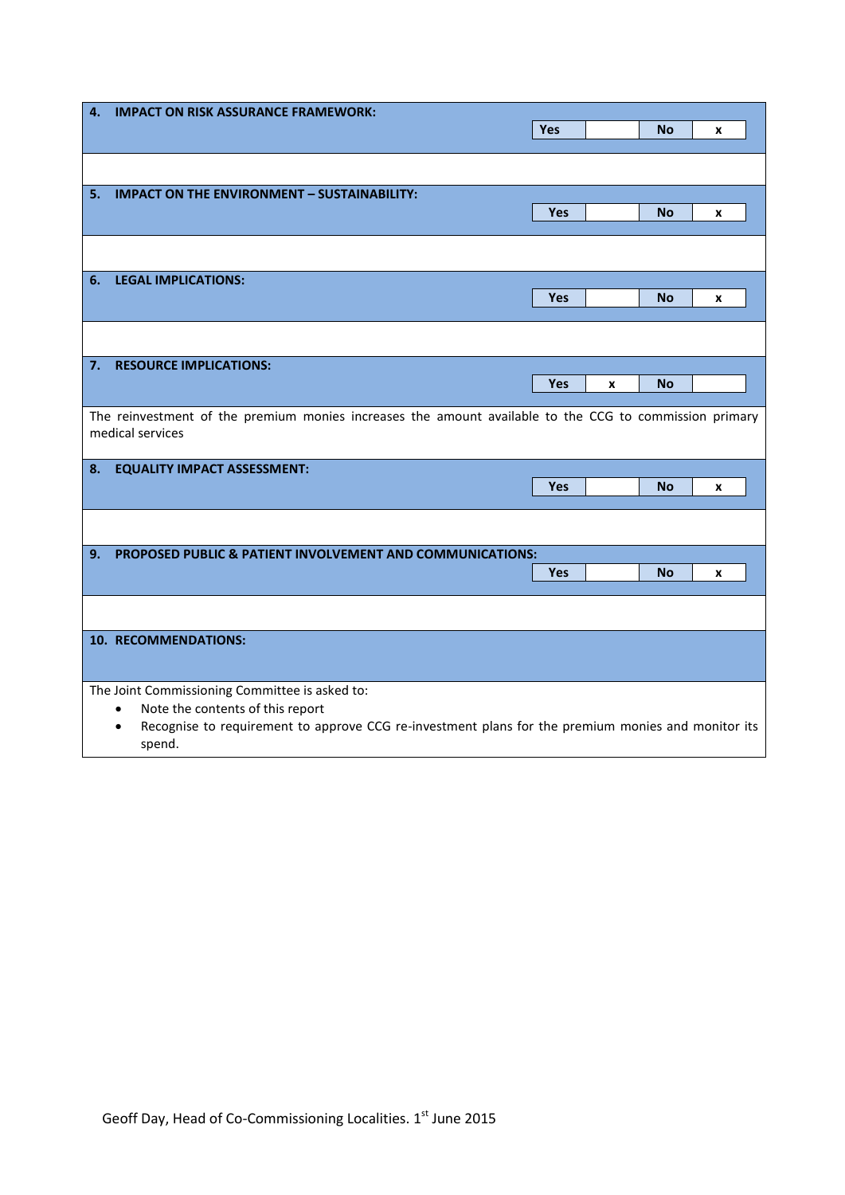## 4. IMPACT ON RISK ASSURANCE FRAMEWORK:

| Yes | | No | x |
|---|---|---|---|

## 5. IMPACT ON THE ENVIRONMENT – SUSTAINABILITY:

| Yes | | No | x |
|---|---|---|---|

## 6. LEGAL IMPLICATIONS:

| Yes | | No | x |
|---|---|---|---|

## 7. RESOURCE IMPLICATIONS:

| Yes | x | No | |
|---|---|---|---|

The reinvestment of the premium monies increases the amount available to the CCG to commission primary medical services

## 8. EQUALITY IMPACT ASSESSMENT:

| Yes | | No | x |
|---|---|---|---|

## 9. PROPOSED PUBLIC & PATIENT INVOLVEMENT AND COMMUNICATIONS:

| Yes | | No | x |
|---|---|---|---|

## 10. RECOMMENDATIONS:

The Joint Commissioning Committee is asked to:

- Note the contents of this report
- Recognise to requirement to approve CCG re-investment plans for the premium monies and monitor its spend.

Geoff Day, Head of Co-Commissioning Localities. 1st June 2015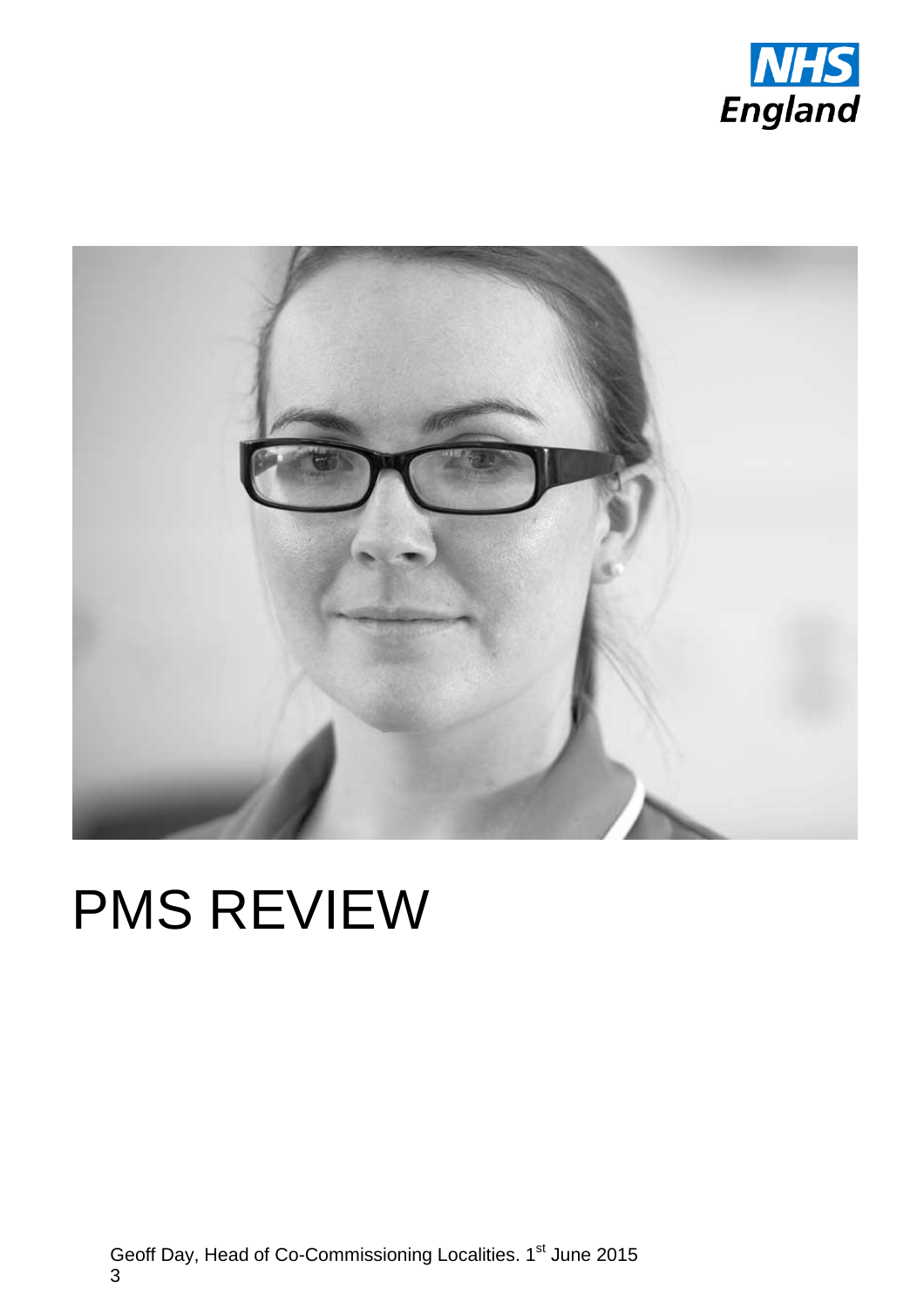NHS England

# PMS REVIEW

Geoff Day, Head of Co-Commissioning Localities. 1st June 2015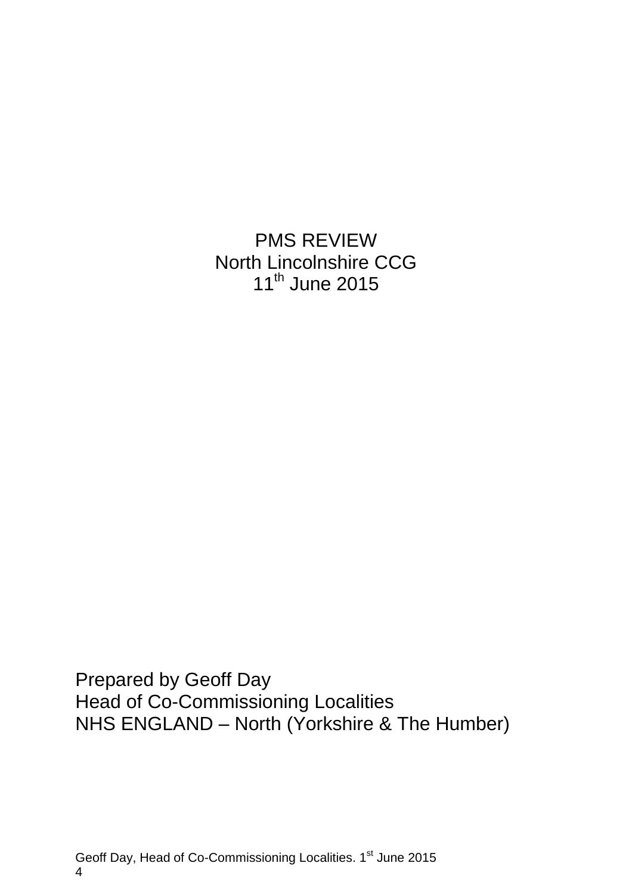PMS REVIEW
North Lincolnshire CCG
11th June 2015

Prepared by Geoff Day
Head of Co-Commissioning Localities
NHS ENGLAND – North (Yorkshire & The Humber)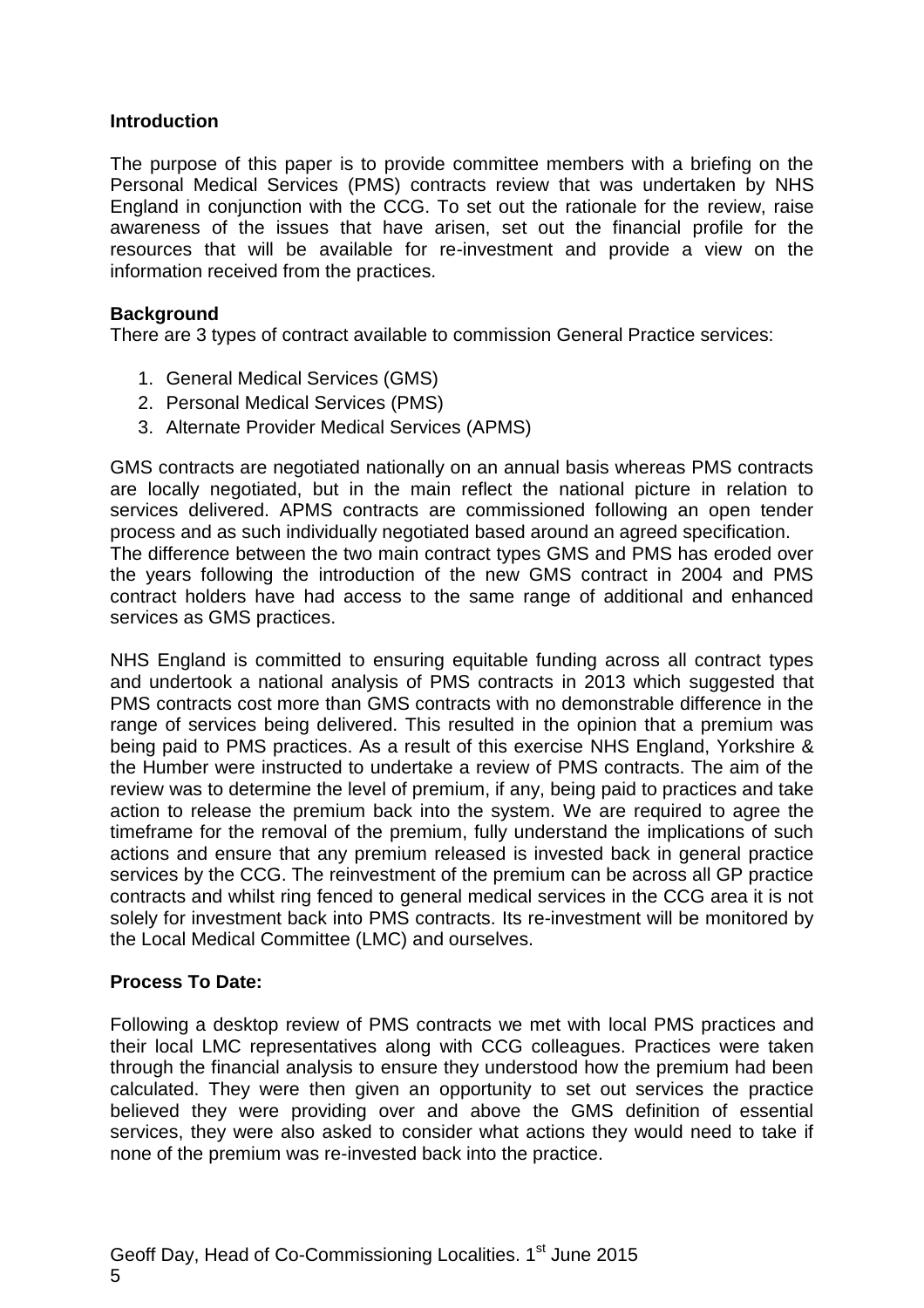**Introduction**

The purpose of this paper is to provide committee members with a briefing on the Personal Medical Services (PMS) contracts review that was undertaken by NHS England in conjunction with the CCG. To set out the rationale for the review, raise awareness of the issues that have arisen, set out the financial profile for the resources that will be available for re-investment and provide a view on the information received from the practices.

**Background**

There are 3 types of contract available to commission General Practice services:

1. General Medical Services (GMS)
2. Personal Medical Services (PMS)
3. Alternate Provider Medical Services (APMS)

GMS contracts are negotiated nationally on an annual basis whereas PMS contracts are locally negotiated, but in the main reflect the national picture in relation to services delivered. APMS contracts are commissioned following an open tender process and as such individually negotiated based around an agreed specification. The difference between the two main contract types GMS and PMS has eroded over the years following the introduction of the new GMS contract in 2004 and PMS contract holders have had access to the same range of additional and enhanced services as GMS practices.

NHS England is committed to ensuring equitable funding across all contract types and undertook a national analysis of PMS contracts in 2013 which suggested that PMS contracts cost more than GMS contracts with no demonstrable difference in the range of services being delivered. This resulted in the opinion that a premium was being paid to PMS practices. As a result of this exercise NHS England, Yorkshire & the Humber were instructed to undertake a review of PMS contracts. The aim of the review was to determine the level of premium, if any, being paid to practices and take action to release the premium back into the system. We are required to agree the timeframe for the removal of the premium, fully understand the implications of such actions and ensure that any premium released is invested back in general practice services by the CCG. The reinvestment of the premium can be across all GP practice contracts and whilst ring fenced to general medical services in the CCG area it is not solely for investment back into PMS contracts. Its re-investment will be monitored by the Local Medical Committee (LMC) and ourselves.

**Process To Date:**

Following a desktop review of PMS contracts we met with local PMS practices and their local LMC representatives along with CCG colleagues. Practices were taken through the financial analysis to ensure they understood how the premium had been calculated. They were then given an opportunity to set out services the practice believed they were providing over and above the GMS definition of essential services, they were also asked to consider what actions they would need to take if none of the premium was re-invested back into the practice.

Geoff Day, Head of Co-Commissioning Localities. 1st June 2015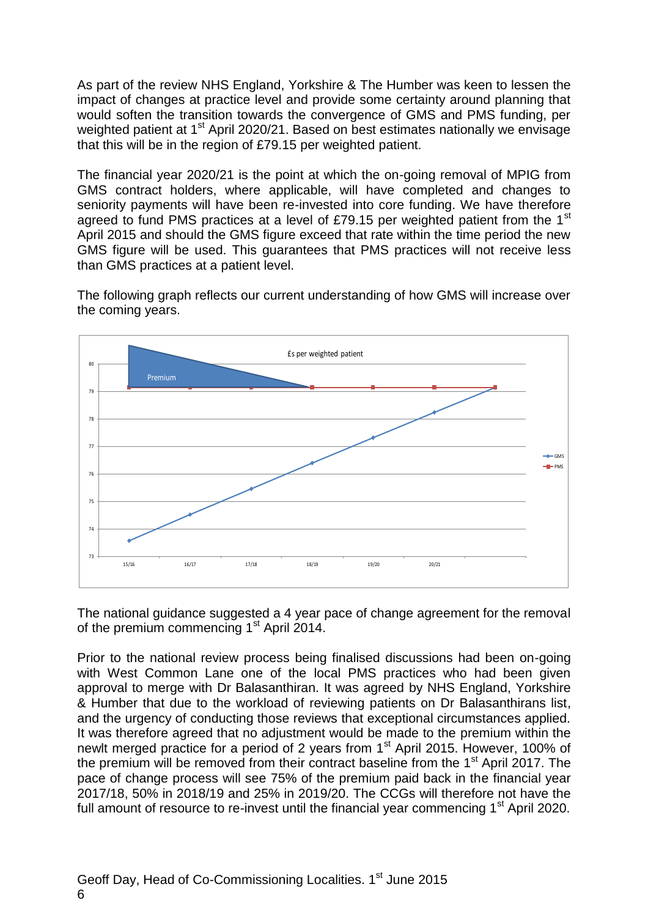As part of the review NHS England, Yorkshire & The Humber was keen to lessen the impact of changes at practice level and provide some certainty around planning that would soften the transition towards the convergence of GMS and PMS funding, per weighted patient at 1st April 2020/21. Based on best estimates nationally we envisage that this will be in the region of £79.15 per weighted patient.

The financial year 2020/21 is the point at which the on-going removal of MPIG from GMS contract holders, where applicable, will have completed and changes to seniority payments will have been re-invested into core funding. We have therefore agreed to fund PMS practices at a level of £79.15 per weighted patient from the 1st April 2015 and should the GMS figure exceed that rate within the time period the new GMS figure will be used. This guarantees that PMS practices will not receive less than GMS practices at a patient level.

The following graph reflects our current understanding of how GMS will increase over the coming years.

£s per weighted patient

Premium

GMS
PMS

15/16 16/17 17/18 18/19 19/20 20/21

The national guidance suggested a 4 year pace of change agreement for the removal of the premium commencing 1st April 2014.

Prior to the national review process being finalised discussions had been on-going with West Common Lane one of the local PMS practices who had been given approval to merge with Dr Balasanthiran. It was agreed by NHS England, Yorkshire & Humber that due to the workload of reviewing patients on Dr Balasanthirans list, and the urgency of conducting those reviews that exceptional circumstances applied. It was therefore agreed that no adjustment would be made to the premium within the newlt merged practice for a period of 2 years from 1st April 2015. However, 100% of the premium will be removed from their contract baseline from the 1st April 2017. The pace of change process will see 75% of the premium paid back in the financial year 2017/18, 50% in 2018/19 and 25% in 2019/20. The CCGs will therefore not have the full amount of resource to re-invest until the financial year commencing 1st April 2020.

Geoff Day, Head of Co-Commissioning Localities. 1st June 2015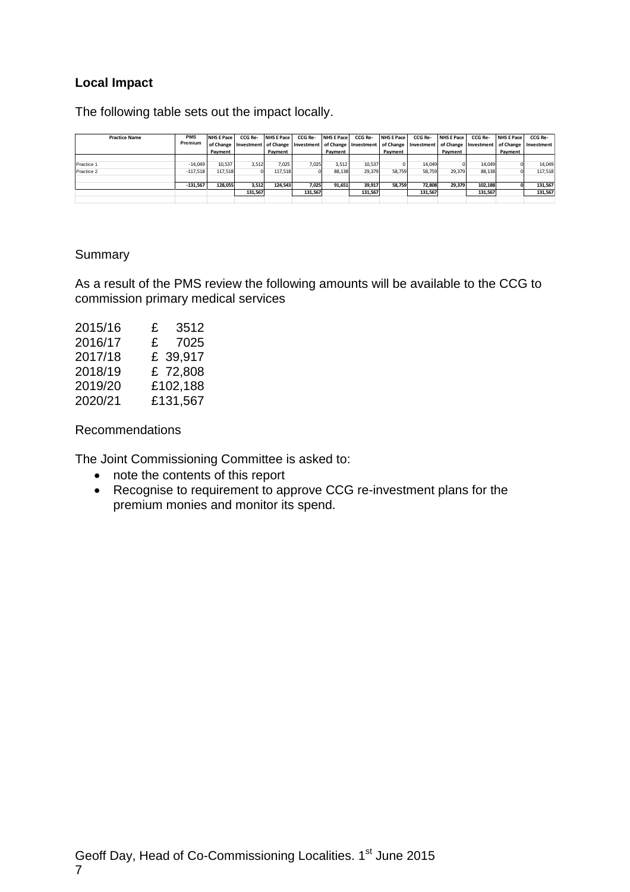## Local Impact

The following table sets out the impact locally.

| Practice Name | PMS Premium | NHS E Pace of Change Payment | CCG Re-Investment | NHS E Pace of Change Payment | CCG Re-Investment | NHS E Pace of Change Payment | CCG Re-Investment | NHS E Pace of Change Payment | CCG Re-Investment | NHS E Pace of Change Payment | CCG Re-Investment | NHS E Pace of Change Payment | CCG Re-Investment |
|---|---|---|---|---|---|---|---|---|---|---|---|---|---|
| Practice 1 | -14,049 | 10,537 | 3,512 | 7,025 | 7,025 | 3,512 | 10,537 | 0 | 14,049 | 0 | 14,049 | 0 | 14,049 |
| Practice 2 | -117,518 | 117,518 | 0 | 117,518 | 0 | 88,138 | 29,379 | 58,759 | 58,759 | 29,379 | 88,138 | 0 | 117,518 |
| | **-131,567** | **128,055** | **3,512** | **124,543** | **7,025** | **91,651** | **39,917** | **58,759** | **72,808** | **29,379** | **102,188** | **0** | **131,567** |
| | | | **131,567** | | **131,567** | | **131,567** | | **131,567** | | **131,567** | | **131,567** |

Summary

As a result of the PMS review the following amounts will be available to the CCG to commission primary medical services

| | |
|---|---|
| 2015/16 | £ 3512 |
| 2016/17 | £ 7025 |
| 2017/18 | £ 39,917 |
| 2018/19 | £ 72,808 |
| 2019/20 | £102,188 |
| 2020/21 | £131,567 |

Recommendations

The Joint Commissioning Committee is asked to:

- note the contents of this report
- Recognise to requirement to approve CCG re-investment plans for the premium monies and monitor its spend.

Geoff Day, Head of Co-Commissioning Localities. 1st June 2015